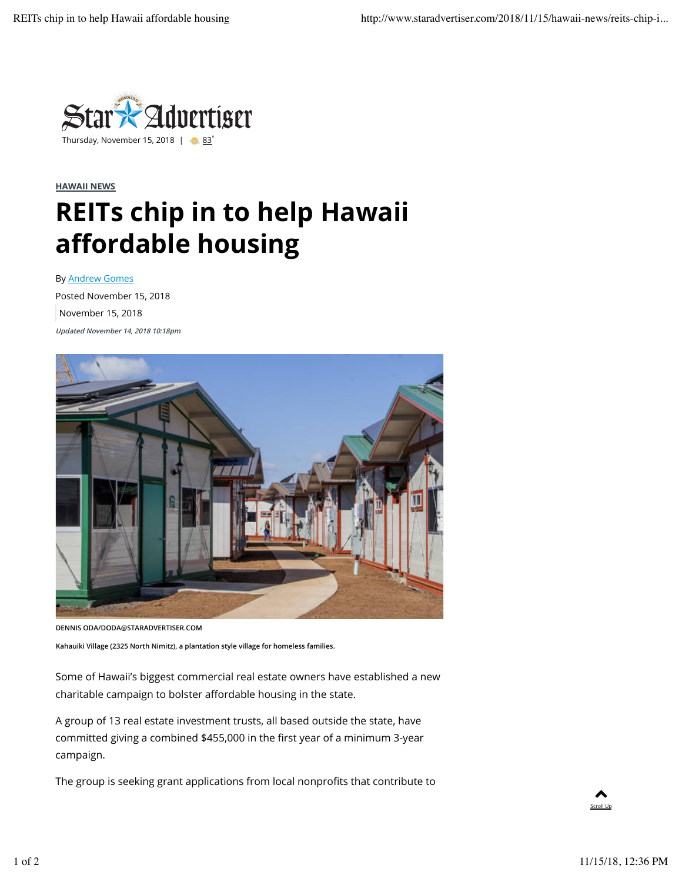Thursday, November 15, 2018 | 83°

HAWAII NEWS

# REITs chip in to help Hawaii affordable housing

By Andrew Gomes

Posted November 15, 2018

November 15, 2018

*Updated November 14, 2018 10:18pm*

DENNIS ODA/DODA@STARADVERTISER.COM

Kahauiki Village (2325 North Nimitz), a plantation style village for homeless families.

Some of Hawaii's biggest commercial real estate owners have established a new charitable campaign to bolster affordable housing in the state.

A group of 13 real estate investment trusts, all based outside the state, have committed giving a combined $455,000 in the first year of a minimum 3-year campaign.

The group is seeking grant applications from local nonprofits that contribute to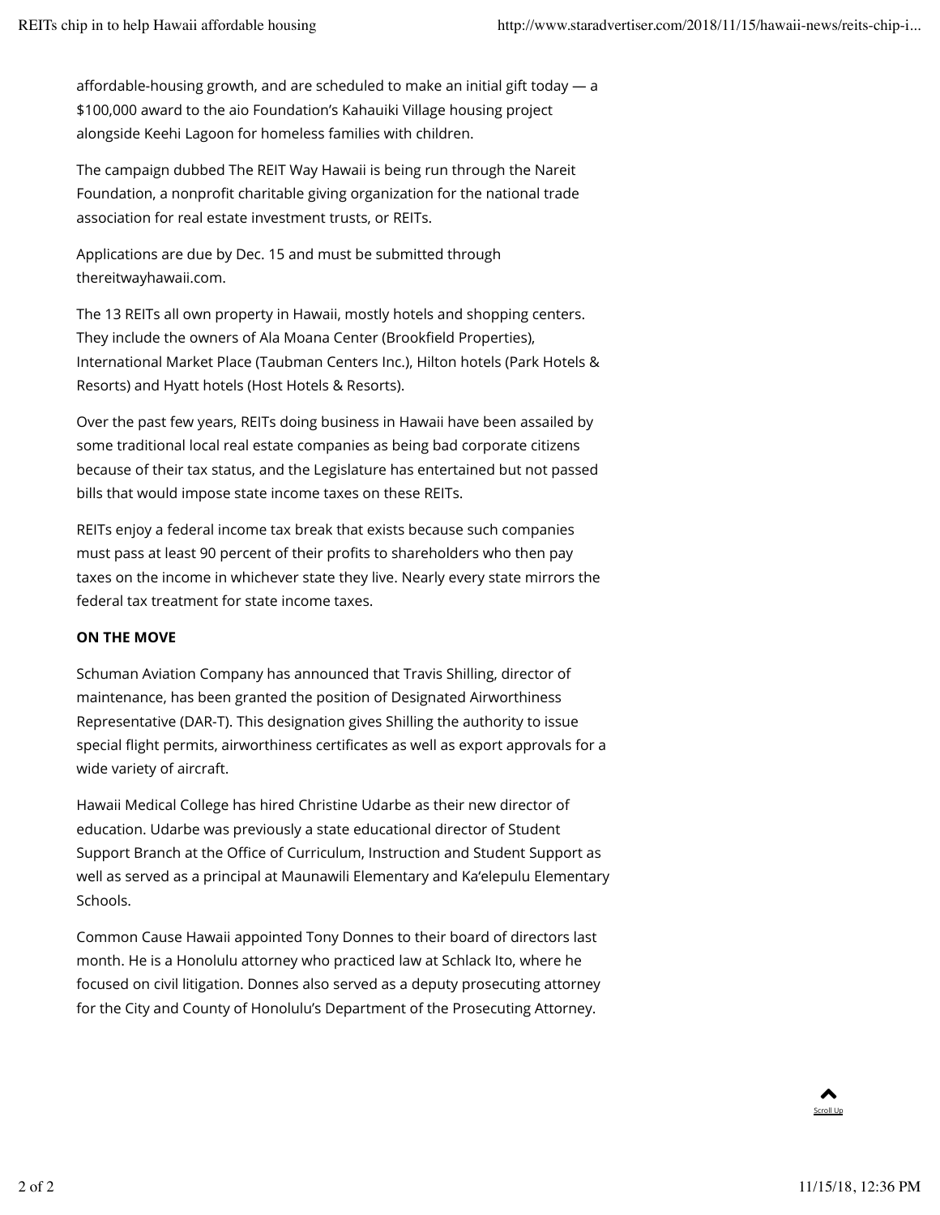affordable-housing growth, and are scheduled to make an initial gift today — a $100,000 award to the aio Foundation's Kahauiki Village housing project alongside Keehi Lagoon for homeless families with children.

The campaign dubbed The REIT Way Hawaii is being run through the Nareit Foundation, a nonprofit charitable giving organization for the national trade association for real estate investment trusts, or REITs.

Applications are due by Dec. 15 and must be submitted through thereitwayhawaii.com.

The 13 REITs all own property in Hawaii, mostly hotels and shopping centers. They include the owners of Ala Moana Center (Brookfield Properties), International Market Place (Taubman Centers Inc.), Hilton hotels (Park Hotels & Resorts) and Hyatt hotels (Host Hotels & Resorts).

Over the past few years, REITs doing business in Hawaii have been assailed by some traditional local real estate companies as being bad corporate citizens because of their tax status, and the Legislature has entertained but not passed bills that would impose state income taxes on these REITs.

REITs enjoy a federal income tax break that exists because such companies must pass at least 90 percent of their profits to shareholders who then pay taxes on the income in whichever state they live. Nearly every state mirrors the federal tax treatment for state income taxes.

**ON THE MOVE**

Schuman Aviation Company has announced that Travis Shilling, director of maintenance, has been granted the position of Designated Airworthiness Representative (DAR-T). This designation gives Shilling the authority to issue special flight permits, airworthiness certificates as well as export approvals for a wide variety of aircraft.

Hawaii Medical College has hired Christine Udarbe as their new director of education. Udarbe was previously a state educational director of Student Support Branch at the Office of Curriculum, Instruction and Student Support as well as served as a principal at Maunawili Elementary and Ka'elepulu Elementary Schools.

Common Cause Hawaii appointed Tony Donnes to their board of directors last month. He is a Honolulu attorney who practiced law at Schlack Ito, where he focused on civil litigation. Donnes also served as a deputy prosecuting attorney for the City and County of Honolulu's Department of the Prosecuting Attorney.